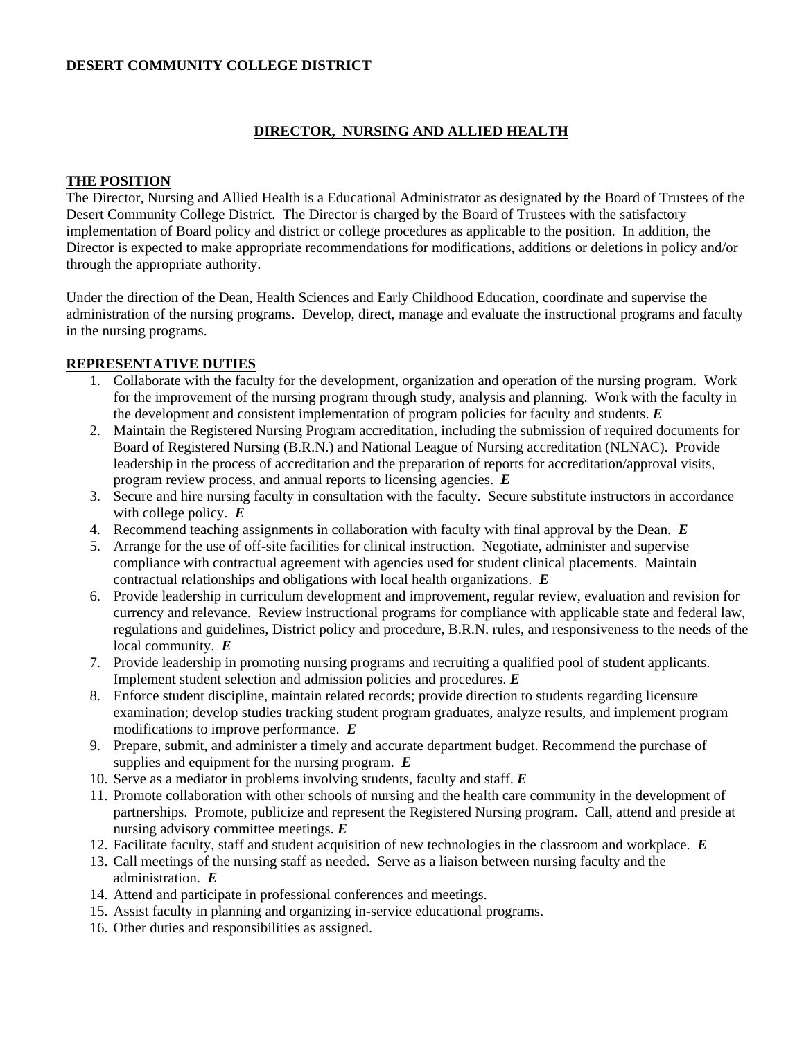**DESERT COMMUNITY COLLEGE DISTRICT**

# DIRECTOR, NURSING AND ALLIED HEALTH

## THE POSITION

The Director, Nursing and Allied Health is a Educational Administrator as designated by the Board of Trustees of the Desert Community College District. The Director is charged by the Board of Trustees with the satisfactory implementation of Board policy and district or college procedures as applicable to the position. In addition, the Director is expected to make appropriate recommendations for modifications, additions or deletions in policy and/or through the appropriate authority.

Under the direction of the Dean, Health Sciences and Early Childhood Education, coordinate and supervise the administration of the nursing programs. Develop, direct, manage and evaluate the instructional programs and faculty in the nursing programs.

## REPRESENTATIVE DUTIES

1. Collaborate with the faculty for the development, organization and operation of the nursing program. Work for the improvement of the nursing program through study, analysis and planning. Work with the faculty in the development and consistent implementation of program policies for faculty and students. ***E***
2. Maintain the Registered Nursing Program accreditation, including the submission of required documents for Board of Registered Nursing (B.R.N.) and National League of Nursing accreditation (NLNAC). Provide leadership in the process of accreditation and the preparation of reports for accreditation/approval visits, program review process, and annual reports to licensing agencies. ***E***
3. Secure and hire nursing faculty in consultation with the faculty. Secure substitute instructors in accordance with college policy. ***E***
4. Recommend teaching assignments in collaboration with faculty with final approval by the Dean. ***E***
5. Arrange for the use of off-site facilities for clinical instruction. Negotiate, administer and supervise compliance with contractual agreement with agencies used for student clinical placements. Maintain contractual relationships and obligations with local health organizations. ***E***
6. Provide leadership in curriculum development and improvement, regular review, evaluation and revision for currency and relevance. Review instructional programs for compliance with applicable state and federal law, regulations and guidelines, District policy and procedure, B.R.N. rules, and responsiveness to the needs of the local community. ***E***
7. Provide leadership in promoting nursing programs and recruiting a qualified pool of student applicants. Implement student selection and admission policies and procedures. ***E***
8. Enforce student discipline, maintain related records; provide direction to students regarding licensure examination; develop studies tracking student program graduates, analyze results, and implement program modifications to improve performance. ***E***
9. Prepare, submit, and administer a timely and accurate department budget. Recommend the purchase of supplies and equipment for the nursing program. ***E***
10. Serve as a mediator in problems involving students, faculty and staff. ***E***
11. Promote collaboration with other schools of nursing and the health care community in the development of partnerships. Promote, publicize and represent the Registered Nursing program. Call, attend and preside at nursing advisory committee meetings. ***E***
12. Facilitate faculty, staff and student acquisition of new technologies in the classroom and workplace. ***E***
13. Call meetings of the nursing staff as needed. Serve as a liaison between nursing faculty and the administration. ***E***
14. Attend and participate in professional conferences and meetings.
15. Assist faculty in planning and organizing in-service educational programs.
16. Other duties and responsibilities as assigned.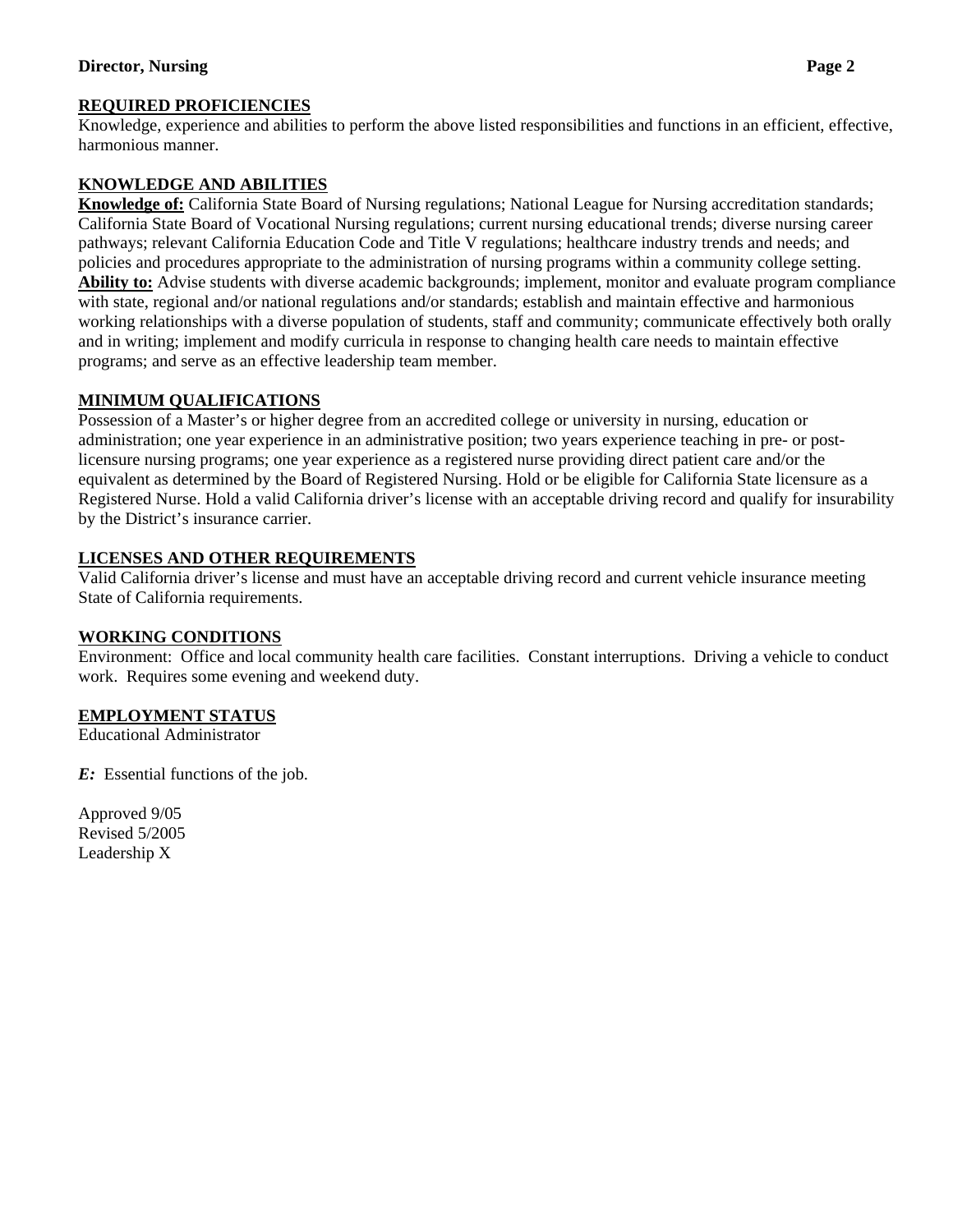## REQUIRED PROFICIENCIES

Knowledge, experience and abilities to perform the above listed responsibilities and functions in an efficient, effective, harmonious manner.

## KNOWLEDGE AND ABILITIES

**Knowledge of:** California State Board of Nursing regulations; National League for Nursing accreditation standards; California State Board of Vocational Nursing regulations; current nursing educational trends; diverse nursing career pathways; relevant California Education Code and Title V regulations; healthcare industry trends and needs; and policies and procedures appropriate to the administration of nursing programs within a community college setting.

**Ability to:** Advise students with diverse academic backgrounds; implement, monitor and evaluate program compliance with state, regional and/or national regulations and/or standards; establish and maintain effective and harmonious working relationships with a diverse population of students, staff and community; communicate effectively both orally and in writing; implement and modify curricula in response to changing health care needs to maintain effective programs; and serve as an effective leadership team member.

## MINIMUM QUALIFICATIONS

Possession of a Master's or higher degree from an accredited college or university in nursing, education or administration; one year experience in an administrative position; two years experience teaching in pre- or post-licensure nursing programs; one year experience as a registered nurse providing direct patient care and/or the equivalent as determined by the Board of Registered Nursing. Hold or be eligible for California State licensure as a Registered Nurse. Hold a valid California driver's license with an acceptable driving record and qualify for insurability by the District's insurance carrier.

## LICENSES AND OTHER REQUIREMENTS

Valid California driver's license and must have an acceptable driving record and current vehicle insurance meeting State of California requirements.

## WORKING CONDITIONS

Environment: Office and local community health care facilities. Constant interruptions. Driving a vehicle to conduct work. Requires some evening and weekend duty.

## EMPLOYMENT STATUS

Educational Administrator

***E:*** Essential functions of the job.

Approved 9/05
Revised 5/2005
Leadership X